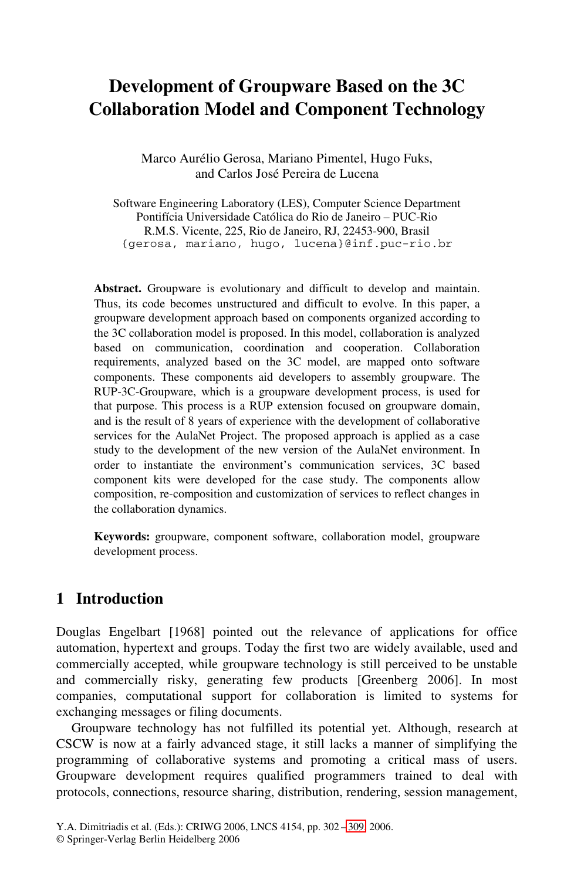# Development of Groupware Based on the 3C Collaboration Model and Component Technology

Marco Aurélio Gerosa, Mariano Pimentel, Hugo Fuks, and Carlos José Pereira de Lucena

Software Engineering Laboratory (LES), Computer Science Department
Pontifícia Universidade Católica do Rio de Janeiro – PUC-Rio
R.M.S. Vicente, 225, Rio de Janeiro, RJ, 22453-900, Brasil
{gerosa, mariano, hugo, lucena}@inf.puc-rio.br

**Abstract.** Groupware is evolutionary and difficult to develop and maintain. Thus, its code becomes unstructured and difficult to evolve. In this paper, a groupware development approach based on components organized according to the 3C collaboration model is proposed. In this model, collaboration is analyzed based on communication, coordination and cooperation. Collaboration requirements, analyzed based on the 3C model, are mapped onto software components. These components aid developers to assembly groupware. The RUP-3C-Groupware, which is a groupware development process, is used for that purpose. This process is a RUP extension focused on groupware domain, and is the result of 8 years of experience with the development of collaborative services for the AulaNet Project. The proposed approach is applied as a case study to the development of the new version of the AulaNet environment. In order to instantiate the environment's communication services, 3C based component kits were developed for the case study. The components allow composition, re-composition and customization of services to reflect changes in the collaboration dynamics.

**Keywords:** groupware, component software, collaboration model, groupware development process.

## 1 Introduction

Douglas Engelbart [1968] pointed out the relevance of applications for office automation, hypertext and groups. Today the first two are widely available, used and commercially accepted, while groupware technology is still perceived to be unstable and commercially risky, generating few products [Greenberg 2006]. In most companies, computational support for collaboration is limited to systems for exchanging messages or filing documents.

Groupware technology has not fulfilled its potential yet. Although, research at CSCW is now at a fairly advanced stage, it still lacks a manner of simplifying the programming of collaborative systems and promoting a critical mass of users. Groupware development requires qualified programmers trained to deal with protocols, connections, resource sharing, distribution, rendering, session management,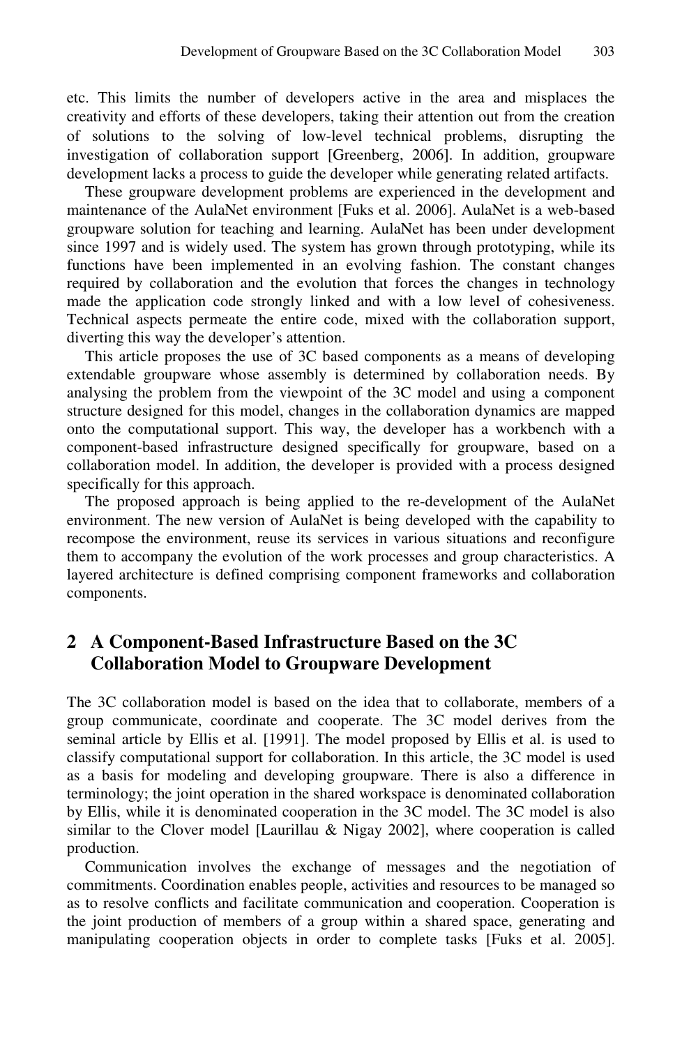etc. This limits the number of developers active in the area and misplaces the creativity and efforts of these developers, taking their attention out from the creation of solutions to the solving of low-level technical problems, disrupting the investigation of collaboration support [Greenberg, 2006]. In addition, groupware development lacks a process to guide the developer while generating related artifacts.

These groupware development problems are experienced in the development and maintenance of the AulaNet environment [Fuks et al. 2006]. AulaNet is a web-based groupware solution for teaching and learning. AulaNet has been under development since 1997 and is widely used. The system has grown through prototyping, while its functions have been implemented in an evolving fashion. The constant changes required by collaboration and the evolution that forces the changes in technology made the application code strongly linked and with a low level of cohesiveness. Technical aspects permeate the entire code, mixed with the collaboration support, diverting this way the developer's attention.

This article proposes the use of 3C based components as a means of developing extendable groupware whose assembly is determined by collaboration needs. By analysing the problem from the viewpoint of the 3C model and using a component structure designed for this model, changes in the collaboration dynamics are mapped onto the computational support. This way, the developer has a workbench with a component-based infrastructure designed specifically for groupware, based on a collaboration model. In addition, the developer is provided with a process designed specifically for this approach.

The proposed approach is being applied to the re-development of the AulaNet environment. The new version of AulaNet is being developed with the capability to recompose the environment, reuse its services in various situations and reconfigure them to accompany the evolution of the work processes and group characteristics. A layered architecture is defined comprising component frameworks and collaboration components.

## 2 A Component-Based Infrastructure Based on the 3C Collaboration Model to Groupware Development

The 3C collaboration model is based on the idea that to collaborate, members of a group communicate, coordinate and cooperate. The 3C model derives from the seminal article by Ellis et al. [1991]. The model proposed by Ellis et al. is used to classify computational support for collaboration. In this article, the 3C model is used as a basis for modeling and developing groupware. There is also a difference in terminology; the joint operation in the shared workspace is denominated collaboration by Ellis, while it is denominated cooperation in the 3C model. The 3C model is also similar to the Clover model [Laurillau & Nigay 2002], where cooperation is called production.

Communication involves the exchange of messages and the negotiation of commitments. Coordination enables people, activities and resources to be managed so as to resolve conflicts and facilitate communication and cooperation. Cooperation is the joint production of members of a group within a shared space, generating and manipulating cooperation objects in order to complete tasks [Fuks et al. 2005].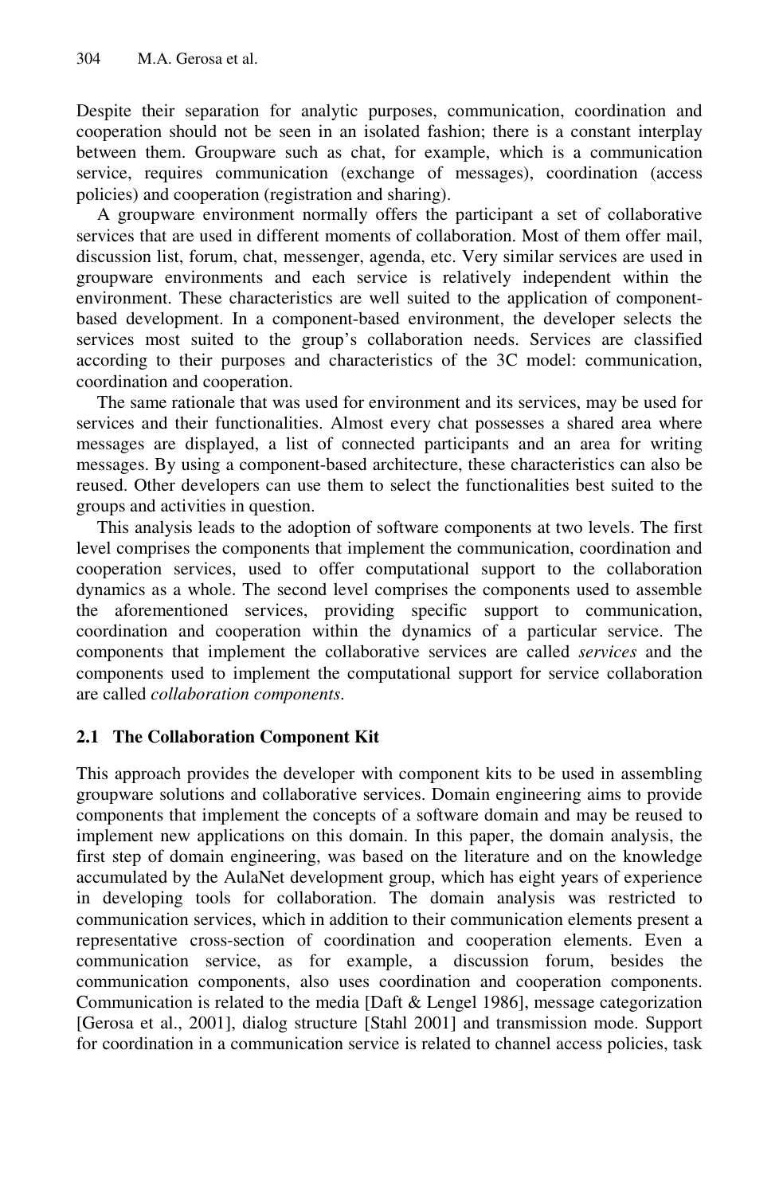Despite their separation for analytic purposes, communication, coordination and cooperation should not be seen in an isolated fashion; there is a constant interplay between them. Groupware such as chat, for example, which is a communication service, requires communication (exchange of messages), coordination (access policies) and cooperation (registration and sharing).

A groupware environment normally offers the participant a set of collaborative services that are used in different moments of collaboration. Most of them offer mail, discussion list, forum, chat, messenger, agenda, etc. Very similar services are used in groupware environments and each service is relatively independent within the environment. These characteristics are well suited to the application of component-based development. In a component-based environment, the developer selects the services most suited to the group's collaboration needs. Services are classified according to their purposes and characteristics of the 3C model: communication, coordination and cooperation.

The same rationale that was used for environment and its services, may be used for services and their functionalities. Almost every chat possesses a shared area where messages are displayed, a list of connected participants and an area for writing messages. By using a component-based architecture, these characteristics can also be reused. Other developers can use them to select the functionalities best suited to the groups and activities in question.

This analysis leads to the adoption of software components at two levels. The first level comprises the components that implement the communication, coordination and cooperation services, used to offer computational support to the collaboration dynamics as a whole. The second level comprises the components used to assemble the aforementioned services, providing specific support to communication, coordination and cooperation within the dynamics of a particular service. The components that implement the collaborative services are called *services* and the components used to implement the computational support for service collaboration are called *collaboration components*.

### 2.1 The Collaboration Component Kit

This approach provides the developer with component kits to be used in assembling groupware solutions and collaborative services. Domain engineering aims to provide components that implement the concepts of a software domain and may be reused to implement new applications on this domain. In this paper, the domain analysis, the first step of domain engineering, was based on the literature and on the knowledge accumulated by the AulaNet development group, which has eight years of experience in developing tools for collaboration. The domain analysis was restricted to communication services, which in addition to their communication elements present a representative cross-section of coordination and cooperation elements. Even a communication service, as for example, a discussion forum, besides the communication components, also uses coordination and cooperation components. Communication is related to the media [Daft & Lengel 1986], message categorization [Gerosa et al., 2001], dialog structure [Stahl 2001] and transmission mode. Support for coordination in a communication service is related to channel access policies, task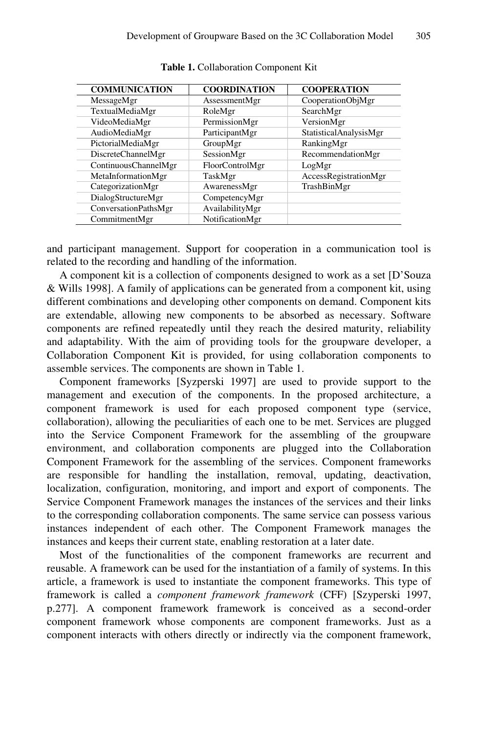**Table 1.** Collaboration Component Kit

| COMMUNICATION | COORDINATION | COOPERATION |
|---|---|---|
| MessageMgr | AssessmentMgr | CooperationObjMgr |
| TextualMediaMgr | RoleMgr | SearchMgr |
| VideoMediaMgr | PermissionMgr | VersionMgr |
| AudioMediaMgr | ParticipantMgr | StatisticalAnalysisMgr |
| PictorialMediaMgr | GroupMgr | RankingMgr |
| DiscreteChannelMgr | SessionMgr | RecommendationMgr |
| ContinuousChannelMgr | FloorControlMgr | LogMgr |
| MetaInformationMgr | TaskMgr | AccessRegistrationMgr |
| CategorizationMgr | AwarenessMgr | TrashBinMgr |
| DialogStructureMgr | CompetencyMgr | |
| ConversationPathsMgr | AvailabilityMgr | |
| CommitmentMgr | NotificationMgr | |

and participant management. Support for cooperation in a communication tool is related to the recording and handling of the information.

A component kit is a collection of components designed to work as a set [D'Souza & Wills 1998]. A family of applications can be generated from a component kit, using different combinations and developing other components on demand. Component kits are extendable, allowing new components to be absorbed as necessary. Software components are refined repeatedly until they reach the desired maturity, reliability and adaptability. With the aim of providing tools for the groupware developer, a Collaboration Component Kit is provided, for using collaboration components to assemble services. The components are shown in Table 1.

Component frameworks [Syzperski 1997] are used to provide support to the management and execution of the components. In the proposed architecture, a component framework is used for each proposed component type (service, collaboration), allowing the peculiarities of each one to be met. Services are plugged into the Service Component Framework for the assembling of the groupware environment, and collaboration components are plugged into the Collaboration Component Framework for the assembling of the services. Component frameworks are responsible for handling the installation, removal, updating, deactivation, localization, configuration, monitoring, and import and export of components. The Service Component Framework manages the instances of the services and their links to the corresponding collaboration components. The same service can possess various instances independent of each other. The Component Framework manages the instances and keeps their current state, enabling restoration at a later date.

Most of the functionalities of the component frameworks are recurrent and reusable. A framework can be used for the instantiation of a family of systems. In this article, a framework is used to instantiate the component frameworks. This type of framework is called a *component framework framework* (CFF) [Szyperski 1997, p.277]. A component framework framework is conceived as a second-order component framework whose components are component frameworks. Just as a component interacts with others directly or indirectly via the component framework,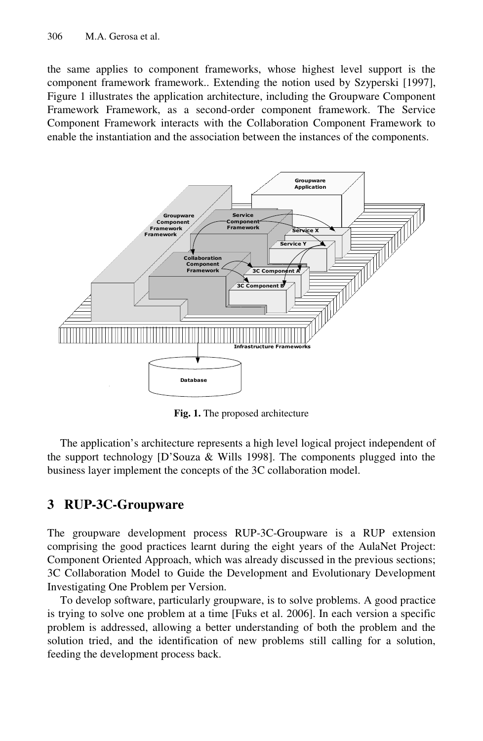the same applies to component frameworks, whose highest level support is the component framework framework.. Extending the notion used by Szyperski [1997], Figure 1 illustrates the application architecture, including the Groupware Component Framework Framework, as a second-order component framework. The Service Component Framework interacts with the Collaboration Component Framework to enable the instantiation and the association between the instances of the components.

**Fig. 1.** The proposed architecture

The application's architecture represents a high level logical project independent of the support technology [D'Souza & Wills 1998]. The components plugged into the business layer implement the concepts of the 3C collaboration model.

## 3 RUP-3C-Groupware

The groupware development process RUP-3C-Groupware is a RUP extension comprising the good practices learnt during the eight years of the AulaNet Project: Component Oriented Approach, which was already discussed in the previous sections; 3C Collaboration Model to Guide the Development and Evolutionary Development Investigating One Problem per Version.

To develop software, particularly groupware, is to solve problems. A good practice is trying to solve one problem at a time [Fuks et al. 2006]. In each version a specific problem is addressed, allowing a better understanding of both the problem and the solution tried, and the identification of new problems still calling for a solution, feeding the development process back.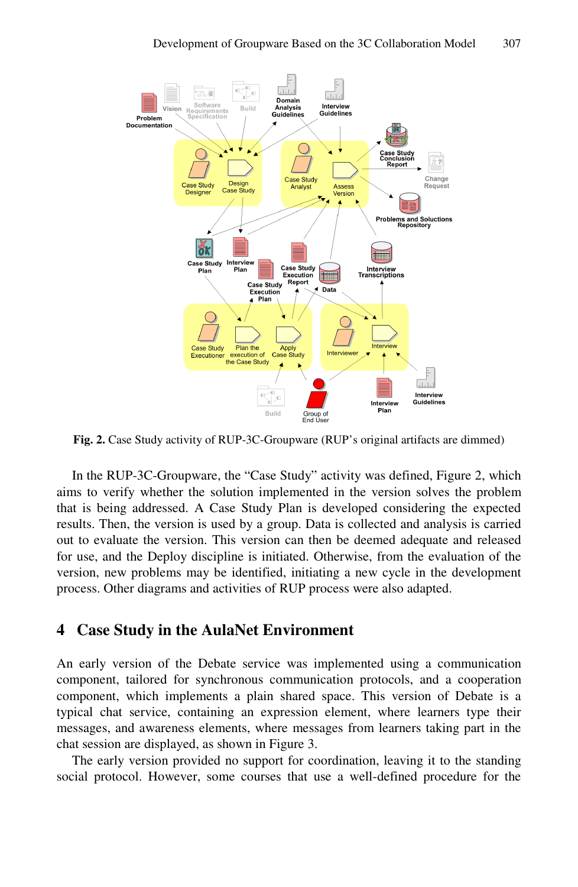**Fig. 2.** Case Study activity of RUP-3C-Groupware (RUP's original artifacts are dimmed)

In the RUP-3C-Groupware, the "Case Study" activity was defined, Figure 2, which aims to verify whether the solution implemented in the version solves the problem that is being addressed. A Case Study Plan is developed considering the expected results. Then, the version is used by a group. Data is collected and analysis is carried out to evaluate the version. This version can then be deemed adequate and released for use, and the Deploy discipline is initiated. Otherwise, from the evaluation of the version, new problems may be identified, initiating a new cycle in the development process. Other diagrams and activities of RUP process were also adapted.

## 4 Case Study in the AulaNet Environment

An early version of the Debate service was implemented using a communication component, tailored for synchronous communication protocols, and a cooperation component, which implements a plain shared space. This version of Debate is a typical chat service, containing an expression element, where learners type their messages, and awareness elements, where messages from learners taking part in the chat session are displayed, as shown in Figure 3.

The early version provided no support for coordination, leaving it to the standing social protocol. However, some courses that use a well-defined procedure for the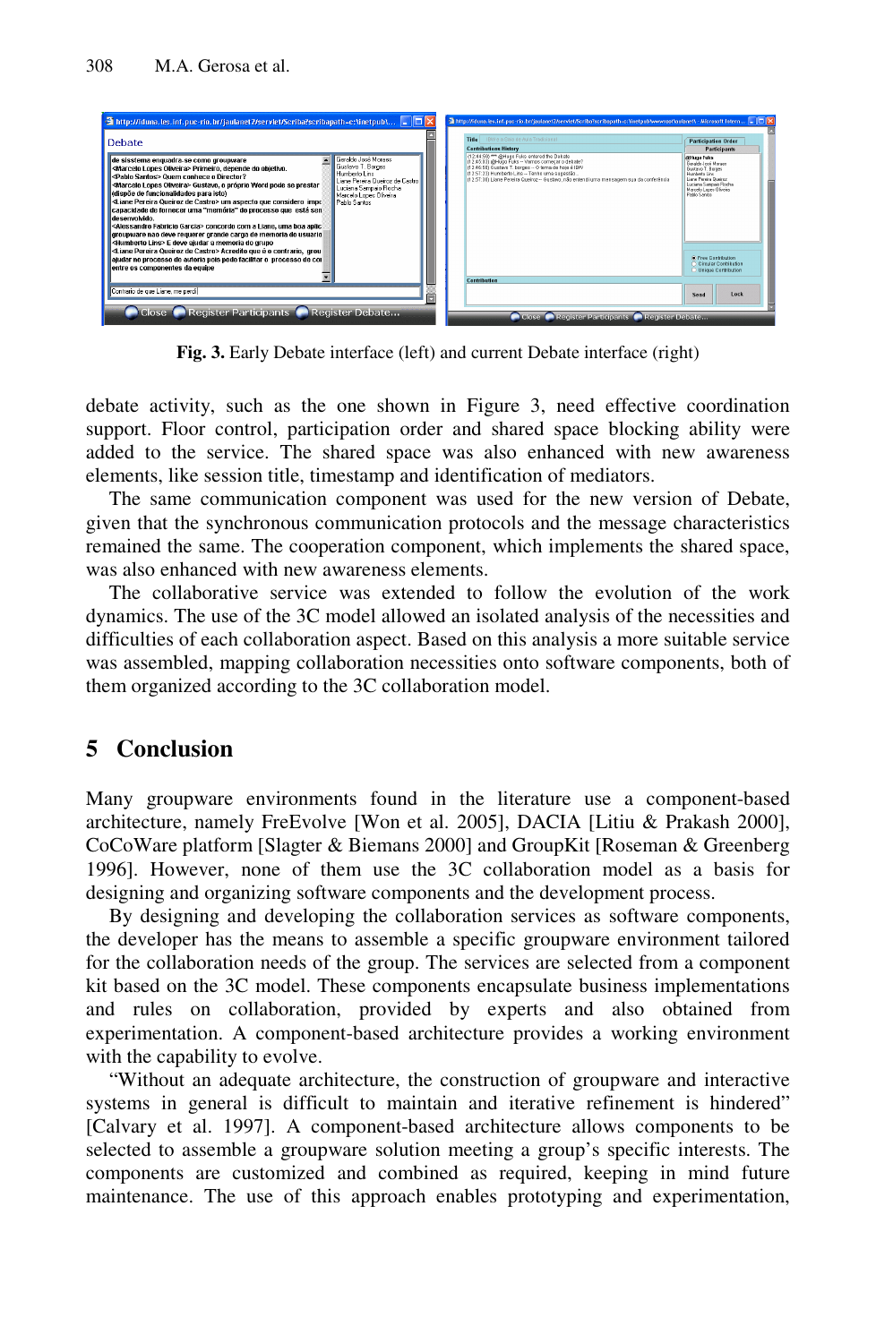Fig. 3. Early Debate interface (left) and current Debate interface (right)

debate activity, such as the one shown in Figure 3, need effective coordination support. Floor control, participation order and shared space blocking ability were added to the service. The shared space was also enhanced with new awareness elements, like session title, timestamp and identification of mediators.

The same communication component was used for the new version of Debate, given that the synchronous communication protocols and the message characteristics remained the same. The cooperation component, which implements the shared space, was also enhanced with new awareness elements.

The collaborative service was extended to follow the evolution of the work dynamics. The use of the 3C model allowed an isolated analysis of the necessities and difficulties of each collaboration aspect. Based on this analysis a more suitable service was assembled, mapping collaboration necessities onto software components, both of them organized according to the 3C collaboration model.

## 5 Conclusion

Many groupware environments found in the literature use a component-based architecture, namely FreEvolve [Won et al. 2005], DACIA [Litiu & Prakash 2000], CoCoWare platform [Slagter & Biemans 2000] and GroupKit [Roseman & Greenberg 1996]. However, none of them use the 3C collaboration model as a basis for designing and organizing software components and the development process.

By designing and developing the collaboration services as software components, the developer has the means to assemble a specific groupware environment tailored for the collaboration needs of the group. The services are selected from a component kit based on the 3C model. These components encapsulate business implementations and rules on collaboration, provided by experts and also obtained from experimentation. A component-based architecture provides a working environment with the capability to evolve.

"Without an adequate architecture, the construction of groupware and interactive systems in general is difficult to maintain and iterative refinement is hindered" [Calvary et al. 1997]. A component-based architecture allows components to be selected to assemble a groupware solution meeting a group's specific interests. The components are customized and combined as required, keeping in mind future maintenance. The use of this approach enables prototyping and experimentation,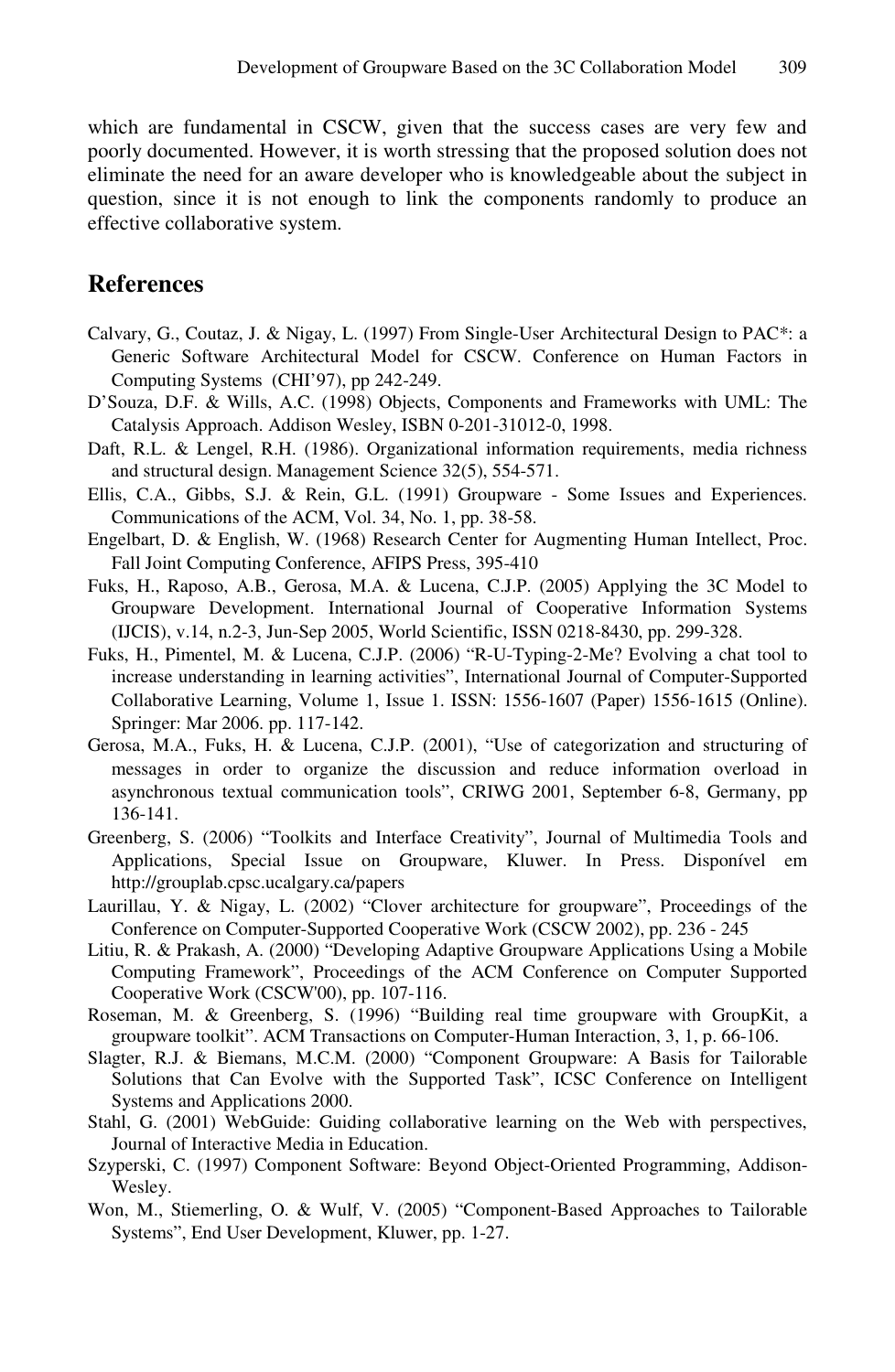which are fundamental in CSCW, given that the success cases are very few and poorly documented. However, it is worth stressing that the proposed solution does not eliminate the need for an aware developer who is knowledgeable about the subject in question, since it is not enough to link the components randomly to produce an effective collaborative system.

## References

Calvary, G., Coutaz, J. & Nigay, L. (1997) From Single-User Architectural Design to PAC*: a Generic Software Architectural Model for CSCW. Conference on Human Factors in Computing Systems (CHI'97), pp 242-249.

D'Souza, D.F. & Wills, A.C. (1998) Objects, Components and Frameworks with UML: The Catalysis Approach. Addison Wesley, ISBN 0-201-31012-0, 1998.

Daft, R.L. & Lengel, R.H. (1986). Organizational information requirements, media richness and structural design. Management Science 32(5), 554-571.

Ellis, C.A., Gibbs, S.J. & Rein, G.L. (1991) Groupware - Some Issues and Experiences. Communications of the ACM, Vol. 34, No. 1, pp. 38-58.

Engelbart, D. & English, W. (1968) Research Center for Augmenting Human Intellect, Proc. Fall Joint Computing Conference, AFIPS Press, 395-410

Fuks, H., Raposo, A.B., Gerosa, M.A. & Lucena, C.J.P. (2005) Applying the 3C Model to Groupware Development. International Journal of Cooperative Information Systems (IJCIS), v.14, n.2-3, Jun-Sep 2005, World Scientific, ISSN 0218-8430, pp. 299-328.

Fuks, H., Pimentel, M. & Lucena, C.J.P. (2006) "R-U-Typing-2-Me? Evolving a chat tool to increase understanding in learning activities", International Journal of Computer-Supported Collaborative Learning, Volume 1, Issue 1. ISSN: 1556-1607 (Paper) 1556-1615 (Online). Springer: Mar 2006. pp. 117-142.

Gerosa, M.A., Fuks, H. & Lucena, C.J.P. (2001), "Use of categorization and structuring of messages in order to organize the discussion and reduce information overload in asynchronous textual communication tools", CRIWG 2001, September 6-8, Germany, pp 136-141.

Greenberg, S. (2006) "Toolkits and Interface Creativity", Journal of Multimedia Tools and Applications, Special Issue on Groupware, Kluwer. In Press. Disponível em http://grouplab.cpsc.ucalgary.ca/papers

Laurillau, Y. & Nigay, L. (2002) "Clover architecture for groupware", Proceedings of the Conference on Computer-Supported Cooperative Work (CSCW 2002), pp. 236 - 245

Litiu, R. & Prakash, A. (2000) "Developing Adaptive Groupware Applications Using a Mobile Computing Framework", Proceedings of the ACM Conference on Computer Supported Cooperative Work (CSCW'00), pp. 107-116.

Roseman, M. & Greenberg, S. (1996) "Building real time groupware with GroupKit, a groupware toolkit". ACM Transactions on Computer-Human Interaction, 3, 1, p. 66-106.

Slagter, R.J. & Biemans, M.C.M. (2000) "Component Groupware: A Basis for Tailorable Solutions that Can Evolve with the Supported Task", ICSC Conference on Intelligent Systems and Applications 2000.

Stahl, G. (2001) WebGuide: Guiding collaborative learning on the Web with perspectives, Journal of Interactive Media in Education.

Szyperski, C. (1997) Component Software: Beyond Object-Oriented Programming, Addison-Wesley.

Won, M., Stiemerling, O. & Wulf, V. (2005) "Component-Based Approaches to Tailorable Systems", End User Development, Kluwer, pp. 1-27.